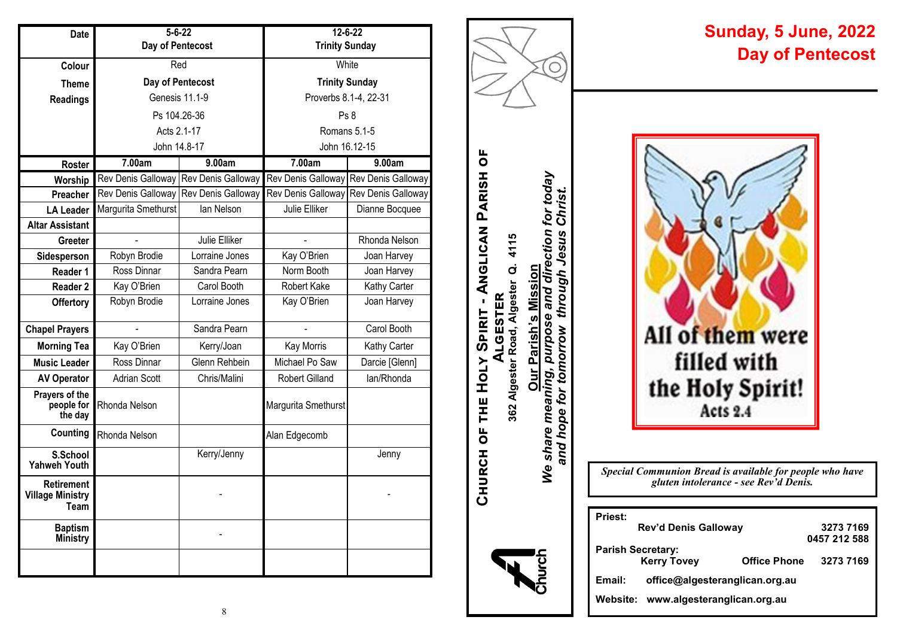| Date | 5-6-22 Day of Pentecost | | 12-6-22 Trinity Sunday | |
|---|---|---|---|---|
| Colour | Red | | White | |
| Theme | Day of Pentecost | | Trinity Sunday | |
| Readings | Genesis 11.1-9 | | Proverbs 8.1-4, 22-31 | |
| | Ps 104.26-36 | | Ps 8 | |
| | Acts 2.1-17 | | Romans 5.1-5 | |
| | John 14.8-17 | | John 16.12-15 | |
| Roster | 7.00am | 9.00am | 7.00am | 9.00am |
| Worship | Rev Denis Galloway | Rev Denis Galloway | Rev Denis Galloway | Rev Denis Galloway |
| Preacher | Rev Denis Galloway | Rev Denis Galloway | Rev Denis Galloway | Rev Denis Galloway |
| LA Leader | Margurita Smethurst | Ian Nelson | Julie Elliker | Dianne Bocquee |
| Altar Assistant | | | | |
| Greeter | - | Julie Elliker | - | Rhonda Nelson |
| Sidesperson | Robyn Brodie | Lorraine Jones | Kay O'Brien | Joan Harvey |
| Reader 1 | Ross Dinnar | Sandra Pearn | Norm Booth | Joan Harvey |
| Reader 2 | Kay O'Brien | Carol Booth | Robert Kake | Kathy Carter |
| Offertory | Robyn Brodie | Lorraine Jones | Kay O'Brien | Joan Harvey |
| Chapel Prayers | - | Sandra Pearn | - | Carol Booth |
| Morning Tea | Kay O'Brien | Kerry/Joan | Kay Morris | Kathy Carter |
| Music Leader | Ross Dinnar | Glenn Rehbein | Michael Po Saw | Darcie [Glenn] |
| AV Operator | Adrian Scott | Chris/Malini | Robert Gilland | Ian/Rhonda |
| Prayers of the people for the day | Rhonda Nelson | | Margurita Smethurst | |
| Counting | Rhonda Nelson | | Alan Edgecomb | |
| S.School Yahweh Youth | | Kerry/Jenny | | Jenny |
| Retirement Village Ministry Team | | - | | - |
| Baptism Ministry | | - | | |
| | | | | |

**CHURCH OF THE HOLY SPIRIT - ANGLICAN PARISH OF ALGESTER**

**362 Algester Road, Algester Q. 4115**

**Our Parish's Mission**

***We share meaning, purpose and direction for today and hope for tomorrow through Jesus Christ.***

# Sunday, 5 June, 2022
# Day of Pentecost

All of them were filled with the Holy Spirit!
Acts 2.4

*Special Communion Bread is available for people who have gluten intolerance - see Rev'd Denis.*

**Priest:**
**Rev'd Denis Galloway** 3273 7169 / 0457 212 588

**Parish Secretary:**
**Kerry Tovey** Office Phone 3273 7169

**Email:** office@algesteranglican.org.au

**Website:** www.algesteranglican.org.au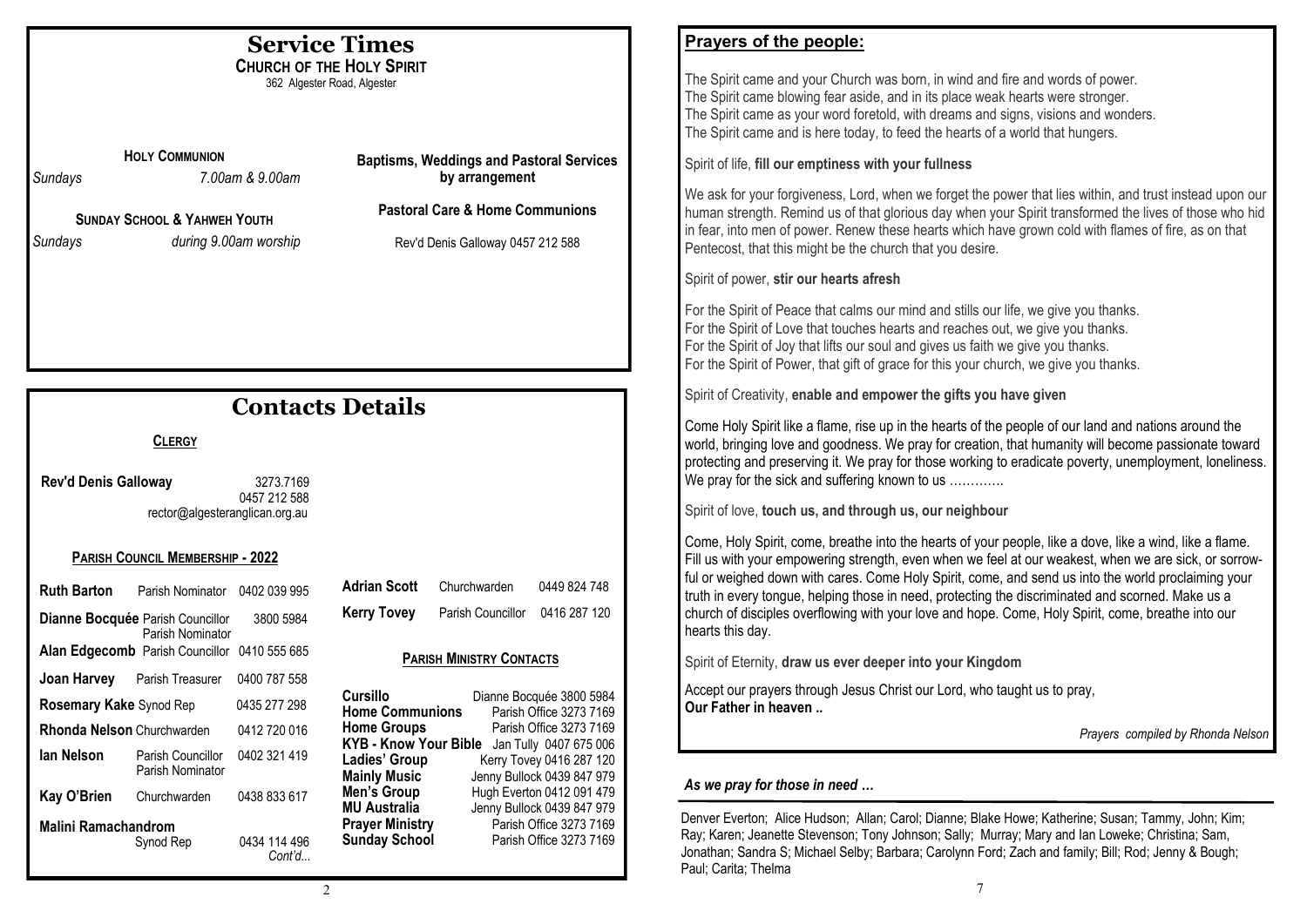# Service Times

## Church of the Holy Spirit

362 Algester Road, Algester

**Holy Communion**

*Sundays* *7.00am & 9.00am*

**Sunday School & Yahweh Youth**

*Sundays* *during 9.00am worship*

**Baptisms, Weddings and Pastoral Services by arrangement**

**Pastoral Care & Home Communions**

Rev'd Denis Galloway 0457 212 588

# Contacts Details

### Clergy

**Rev'd Denis Galloway** 3273.7169
0457 212 588
rector@algesteranglican.org.au

### Parish Council Membership - 2022

| Name | Role | Phone |
|---|---|---|
| **Ruth Barton** | Parish Nominator | 0402 039 995 |
| **Dianne Bocquée** | Parish Councillor, Parish Nominator | 3800 5984 |
| **Alan Edgecomb** | Parish Councillor | 0410 555 685 |
| **Joan Harvey** | Parish Treasurer | 0400 787 558 |
| **Rosemary Kake** | Synod Rep | 0435 277 298 |
| **Rhonda Nelson** | Churchwarden | 0412 720 016 |
| **Ian Nelson** | Parish Councillor, Parish Nominator | 0402 321 419 |
| **Kay O'Brien** | Churchwarden | 0438 833 617 |
| **Malini Ramachandrom** | Synod Rep | 0434 114 496 |
| **Adrian Scott** | Churchwarden | 0449 824 748 |
| **Kerry Tovey** | Parish Councillor | 0416 287 120 |

*Cont'd...*

### Parish Ministry Contacts

| Ministry | Contact |
|---|---|
| **Cursillo** | Dianne Bocquée 3800 5984 |
| **Home Communions** | Parish Office 3273 7169 |
| **Home Groups** | Parish Office 3273 7169 |
| **KYB - Know Your Bible** | Jan Tully 0407 675 006 |
| **Ladies' Group** | Kerry Tovey 0416 287 120 |
| **Mainly Music** | Jenny Bullock 0439 847 979 |
| **Men's Group** | Hugh Everton 0412 091 479 |
| **MU Australia** | Jenny Bullock 0439 847 979 |
| **Prayer Ministry** | Parish Office 3273 7169 |
| **Sunday School** | Parish Office 3273 7169 |

## Prayers of the people:

The Spirit came and your Church was born, in wind and fire and words of power.
The Spirit came blowing fear aside, and in its place weak hearts were stronger.
The Spirit came as your word foretold, with dreams and signs, visions and wonders.
The Spirit came and is here today, to feed the hearts of a world that hungers.

Spirit of life, **fill our emptiness with your fullness**

We ask for your forgiveness, Lord, when we forget the power that lies within, and trust instead upon our human strength. Remind us of that glorious day when your Spirit transformed the lives of those who hid in fear, into men of power. Renew these hearts which have grown cold with flames of fire, as on that Pentecost, that this might be the church that you desire.

Spirit of power, **stir our hearts afresh**

For the Spirit of Peace that calms our mind and stills our life, we give you thanks.
For the Spirit of Love that touches hearts and reaches out, we give you thanks.
For the Spirit of Joy that lifts our soul and gives us faith we give you thanks.
For the Spirit of Power, that gift of grace for this your church, we give you thanks.

Spirit of Creativity, **enable and empower the gifts you have given**

Come Holy Spirit like a flame, rise up in the hearts of the people of our land and nations around the world, bringing love and goodness. We pray for creation, that humanity will become passionate toward protecting and preserving it. We pray for those working to eradicate poverty, unemployment, loneliness. We pray for the sick and suffering known to us ………….

Spirit of love, **touch us, and through us, our neighbour**

Come, Holy Spirit, come, breathe into the hearts of your people, like a dove, like a wind, like a flame. Fill us with your empowering strength, even when we feel at our weakest, when we are sick, or sorrowful or weighed down with cares. Come Holy Spirit, come, and send us into the world proclaiming your truth in every tongue, helping those in need, protecting the discriminated and scorned. Make us a church of disciples overflowing with your love and hope. Come, Holy Spirit, come, breathe into our hearts this day.

Spirit of Eternity, **draw us ever deeper into your Kingdom**

Accept our prayers through Jesus Christ our Lord, who taught us to pray,
**Our Father in heaven ..**

*Prayers compiled by Rhonda Nelson*

### *As we pray for those in need …*

Denver Everton; Alice Hudson; Allan; Carol; Dianne; Blake Howe; Katherine; Susan; Tammy, John; Kim; Ray; Karen; Jeanette Stevenson; Tony Johnson; Sally; Murray; Mary and Ian Loweke; Christina; Sam, Jonathan; Sandra S; Michael Selby; Barbara; Carolynn Ford; Zach and family; Bill; Rod; Jenny & Bough; Paul; Carita; Thelma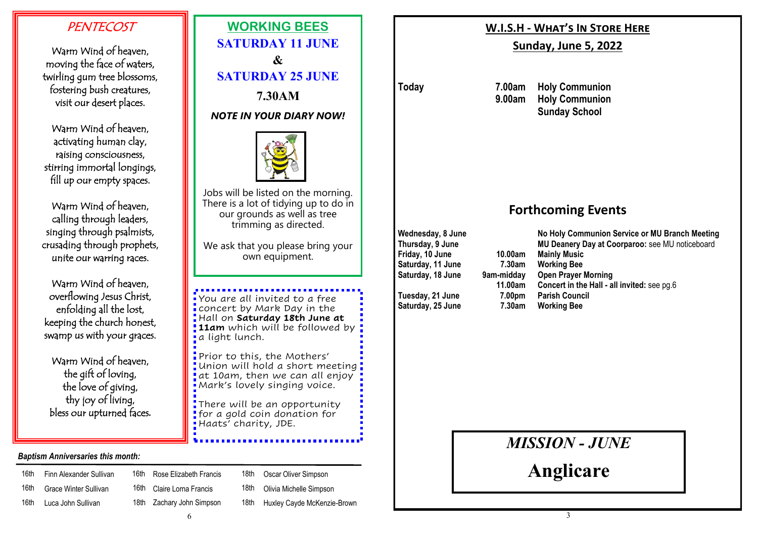## PENTECOST

Warm Wind of heaven,
moving the face of waters,
twirling gum tree blossoms,
fostering bush creatures,
visit our desert places.

Warm Wind of heaven,
activating human clay,
raising consciousness,
stirring immortal longings,
fill up our empty spaces.

Warm Wind of heaven,
calling through leaders,
singing through psalmists,
crusading through prophets,
unite our warring races.

Warm Wind of heaven,
overflowing Jesus Christ,
enfolding all the lost,
keeping the church honest,
swamp us with your graces.

Warm Wind of heaven,
the gift of loving,
the love of giving,
thy joy of living,
bless our upturned faces.

## WORKING BEES

**SATURDAY 11 JUNE**

**&**

**SATURDAY 25 JUNE**

**7.30AM**

***NOTE IN YOUR DIARY NOW!***

Jobs will be listed on the morning. There is a lot of tidying up to do in our grounds as well as tree trimming as directed.

We ask that you please bring your own equipment.

You are all invited to a free concert by Mark Day in the Hall on **Saturday 18th June at 11am** which will be followed by a light lunch.

Prior to this, the Mothers' Union will hold a short meeting at 10am, then we can all enjoy Mark's lovely singing voice.

There will be an opportunity for a gold coin donation for Haats' charity, JDE.

***Baptism Anniversaries this month:***

| | | | | | |
|---|---|---|---|---|---|
| 16th | Finn Alexander Sullivan | 16th | Rose Elizabeth Francis | 18th | Oscar Oliver Simpson |
| 16th | Grace Winter Sullivan | 16th | Claire Lorna Francis | 18th | Olivia Michelle Simpson |
| 16th | Luca John Sullivan | 18th | Zachary John Simpson | 18th | Huxley Cayde McKenzie-Brown |

## W.I.S.H - WHAT'S IN STORE HERE

### Sunday, June 5, 2022

| | | |
|---|---|---|
| **Today** | **7.00am** | **Holy Communion** |
| | **9.00am** | **Holy Communion** |
| | | **Sunday School** |

## Forthcoming Events

| | | |
|---|---|---|
| **Wednesday, 8 June** | | **No Holy Communion Service or MU Branch Meeting** |
| **Thursday, 9 June** | | **MU Deanery Day at Coorparoo:** see MU noticeboard |
| **Friday, 10 June** | **10.00am** | **Mainly Music** |
| **Saturday, 11 June** | **7.30am** | **Working Bee** |
| **Saturday, 18 June** | **9am-midday** | **Open Prayer Morning** |
| | **11.00am** | **Concert in the Hall - all invited:** see pg.6 |
| **Tuesday, 21 June** | **7.00pm** | **Parish Council** |
| **Saturday, 25 June** | **7.30am** | **Working Bee** |

***MISSION - JUNE***

**Anglicare**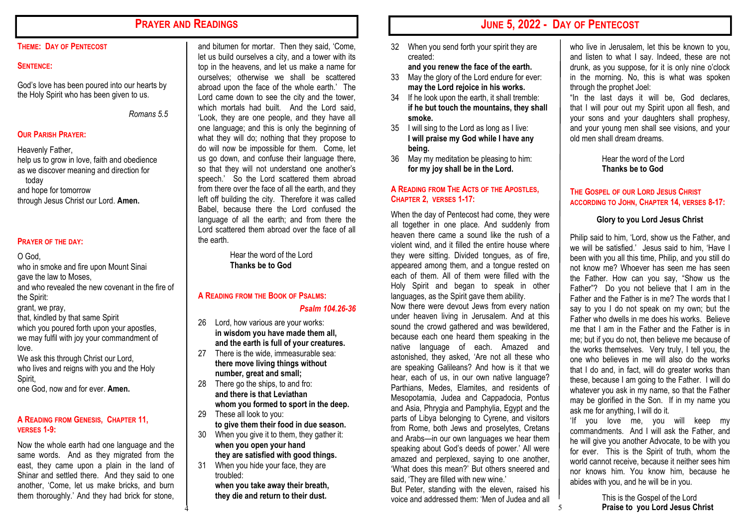## PRAYER AND READINGS

**THEME: DAY OF PENTECOST**

**SENTENCE:**

God's love has been poured into our hearts by the Holy Spirit who has been given to us.

*Romans 5.5*

**OUR PARISH PRAYER:**

Heavenly Father,
help us to grow in love, faith and obedience
as we discover meaning and direction for today
and hope for tomorrow
through Jesus Christ our Lord. **Amen.**

**PRAYER OF THE DAY:**

O God,
who in smoke and fire upon Mount Sinai
gave the law to Moses,
and who revealed the new covenant in the fire of the Spirit:
grant, we pray,
that, kindled by that same Spirit
which you poured forth upon your apostles,
we may fulfil with joy your commandment of love.
We ask this through Christ our Lord,
who lives and reigns with you and the Holy Spirit,
one God, now and for ever. **Amen.**

**A READING FROM GENESIS, CHAPTER 11, VERSES 1-9:**

Now the whole earth had one language and the same words. And as they migrated from the east, they came upon a plain in the land of Shinar and settled there. And they said to one another, 'Come, let us make bricks, and burn them thoroughly.' And they had brick for stone, and bitumen for mortar. Then they said, 'Come, let us build ourselves a city, and a tower with its top in the heavens, and let us make a name for ourselves; otherwise we shall be scattered abroad upon the face of the whole earth.' The Lord came down to see the city and the tower, which mortals had built. And the Lord said, 'Look, they are one people, and they have all one language; and this is only the beginning of what they will do; nothing that they propose to do will now be impossible for them. Come, let us go down, and confuse their language there, so that they will not understand one another's speech.' So the Lord scattered them abroad from there over the face of all the earth, and they left off building the city. Therefore it was called Babel, because there the Lord confused the language of all the earth; and from there the Lord scattered them abroad over the face of all the earth.

Hear the word of the Lord
**Thanks be to God**

**A READING FROM THE BOOK OF PSALMS:**

***Psalm 104.26-36***

26 Lord, how various are your works:
**in wisdom you have made them all,**
**and the earth is full of your creatures.**

27 There is the wide, immeasurable sea:
**there move living things without number, great and small;**

28 There go the ships, to and fro:
**and there is that Leviathan**
**whom you formed to sport in the deep.**

29 These all look to you:
**to give them their food in due season.**

30 When you give it to them, they gather it:
**when you open your hand**
**they are satisfied with good things.**

31 When you hide your face, they are troubled:
**when you take away their breath,**
**they die and return to their dust.**

32 When you send forth your spirit they are created:
**and you renew the face of the earth.**

33 May the glory of the Lord endure for ever:
**may the Lord rejoice in his works.**

34 If he look upon the earth, it shall tremble:
**if he but touch the mountains, they shall smoke.**

35 I will sing to the Lord as long as I live:
**I will praise my God while I have any being.**

36 May my meditation be pleasing to him:
**for my joy shall be in the Lord.**

## JUNE 5, 2022 - DAY OF PENTECOST

**A READING FROM THE ACTS OF THE APOSTLES, CHAPTER 2, VERSES 1-17:**

When the day of Pentecost had come, they were all together in one place. And suddenly from heaven there came a sound like the rush of a violent wind, and it filled the entire house where they were sitting. Divided tongues, as of fire, appeared among them, and a tongue rested on each of them. All of them were filled with the Holy Spirit and began to speak in other languages, as the Spirit gave them ability.
Now there were devout Jews from every nation under heaven living in Jerusalem. And at this sound the crowd gathered and was bewildered, because each one heard them speaking in the native language of each. Amazed and astonished, they asked, 'Are not all these who are speaking Galileans? And how is it that we hear, each of us, in our own native language? Parthians, Medes, Elamites, and residents of Mesopotamia, Judea and Cappadocia, Pontus and Asia, Phrygia and Pamphylia, Egypt and the parts of Libya belonging to Cyrene, and visitors from Rome, both Jews and proselytes, Cretans and Arabs—in our own languages we hear them speaking about God's deeds of power.' All were amazed and perplexed, saying to one another, 'What does this mean?' But others sneered and said, 'They are filled with new wine.'
But Peter, standing with the eleven, raised his voice and addressed them: 'Men of Judea and all who live in Jerusalem, let this be known to you, and listen to what I say. Indeed, these are not drunk, as you suppose, for it is only nine o'clock in the morning. No, this is what was spoken through the prophet Joel:
"In the last days it will be, God declares, that I will pour out my Spirit upon all flesh, and your sons and your daughters shall prophesy, and your young men shall see visions, and your old men shall dream dreams.

Hear the word of the Lord
**Thanks be to God**

**THE GOSPEL OF OUR LORD JESUS CHRIST ACCORDING TO JOHN, CHAPTER 14, VERSES 8-17:**

**Glory to you Lord Jesus Christ**

Philip said to him, 'Lord, show us the Father, and we will be satisfied.' Jesus said to him, 'Have I been with you all this time, Philip, and you still do not know me? Whoever has seen me has seen the Father. How can you say, "Show us the Father"? Do you not believe that I am in the Father and the Father is in me? The words that I say to you I do not speak on my own; but the Father who dwells in me does his works. Believe me that I am in the Father and the Father is in me; but if you do not, then believe me because of the works themselves. Very truly, I tell you, the one who believes in me will also do the works that I do and, in fact, will do greater works than these, because I am going to the Father. I will do whatever you ask in my name, so that the Father may be glorified in the Son. If in my name you ask me for anything, I will do it.
'If you love me, you will keep my commandments. And I will ask the Father, and he will give you another Advocate, to be with you for ever. This is the Spirit of truth, whom the world cannot receive, because it neither sees him nor knows him. You know him, because he abides with you, and he will be in you.

This is the Gospel of the Lord
**Praise to you Lord Jesus Christ**